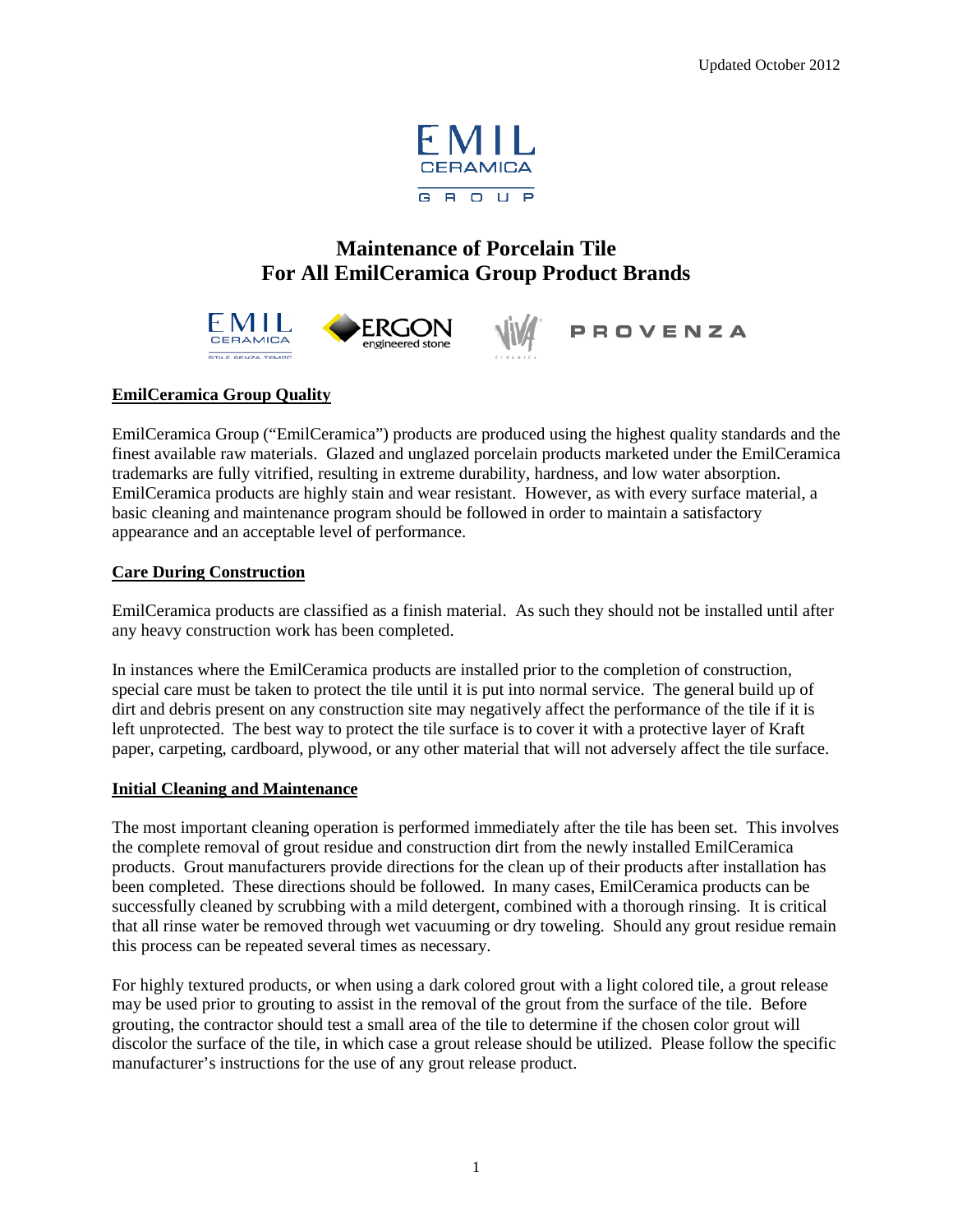Updated October 2012

# Maintenance of Porcelain Tile
# For All EmilCeramica Group Product Brands

## EmilCeramica Group Quality

EmilCeramica Group ("EmilCeramica") products are produced using the highest quality standards and the finest available raw materials. Glazed and unglazed porcelain products marketed under the EmilCeramica trademarks are fully vitrified, resulting in extreme durability, hardness, and low water absorption. EmilCeramica products are highly stain and wear resistant. However, as with every surface material, a basic cleaning and maintenance program should be followed in order to maintain a satisfactory appearance and an acceptable level of performance.

## Care During Construction

EmilCeramica products are classified as a finish material. As such they should not be installed until after any heavy construction work has been completed.

In instances where the EmilCeramica products are installed prior to the completion of construction, special care must be taken to protect the tile until it is put into normal service. The general build up of dirt and debris present on any construction site may negatively affect the performance of the tile if it is left unprotected. The best way to protect the tile surface is to cover it with a protective layer of Kraft paper, carpeting, cardboard, plywood, or any other material that will not adversely affect the tile surface.

## Initial Cleaning and Maintenance

The most important cleaning operation is performed immediately after the tile has been set. This involves the complete removal of grout residue and construction dirt from the newly installed EmilCeramica products. Grout manufacturers provide directions for the clean up of their products after installation has been completed. These directions should be followed. In many cases, EmilCeramica products can be successfully cleaned by scrubbing with a mild detergent, combined with a thorough rinsing. It is critical that all rinse water be removed through wet vacuuming or dry toweling. Should any grout residue remain this process can be repeated several times as necessary.

For highly textured products, or when using a dark colored grout with a light colored tile, a grout release may be used prior to grouting to assist in the removal of the grout from the surface of the tile. Before grouting, the contractor should test a small area of the tile to determine if the chosen color grout will discolor the surface of the tile, in which case a grout release should be utilized. Please follow the specific manufacturer's instructions for the use of any grout release product.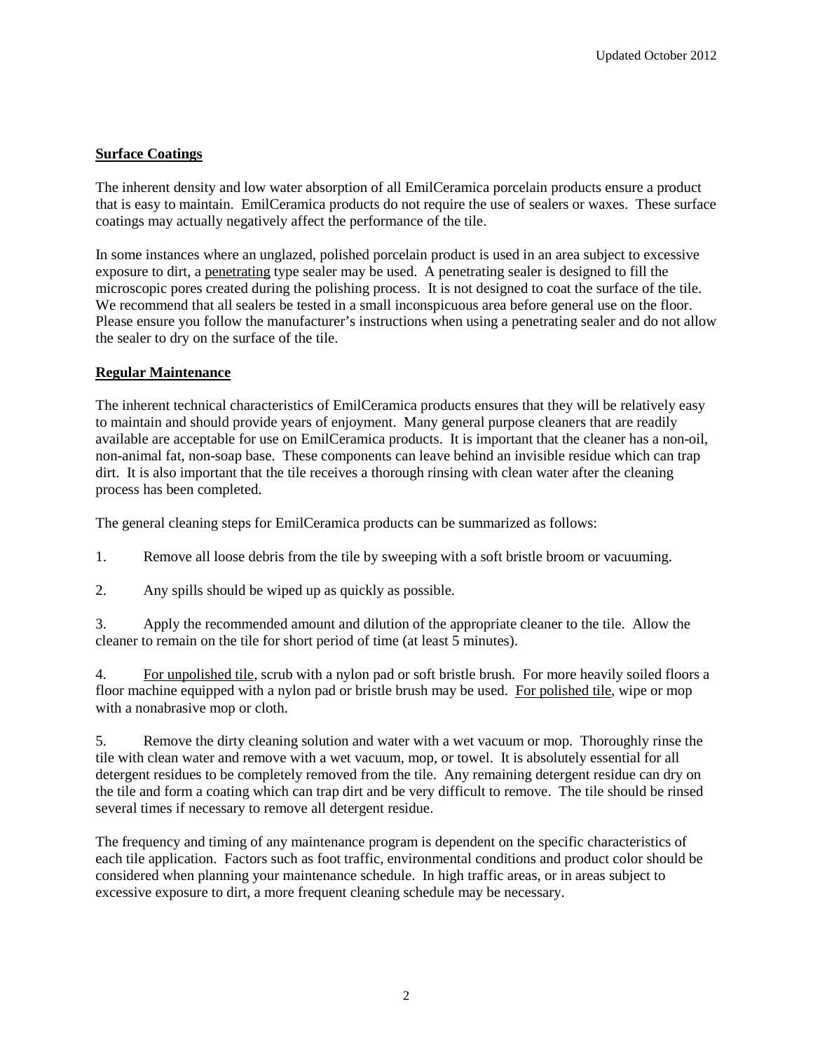## Surface Coatings

The inherent density and low water absorption of all EmilCeramica porcelain products ensure a product that is easy to maintain. EmilCeramica products do not require the use of sealers or waxes. These surface coatings may actually negatively affect the performance of the tile.

In some instances where an unglazed, polished porcelain product is used in an area subject to excessive exposure to dirt, a <u>penetrating</u> type sealer may be used. A penetrating sealer is designed to fill the microscopic pores created during the polishing process. It is not designed to coat the surface of the tile. We recommend that all sealers be tested in a small inconspicuous area before general use on the floor. Please ensure you follow the manufacturer's instructions when using a penetrating sealer and do not allow the sealer to dry on the surface of the tile.

## Regular Maintenance

The inherent technical characteristics of EmilCeramica products ensures that they will be relatively easy to maintain and should provide years of enjoyment. Many general purpose cleaners that are readily available are acceptable for use on EmilCeramica products. It is important that the cleaner has a non-oil, non-animal fat, non-soap base. These components can leave behind an invisible residue which can trap dirt. It is also important that the tile receives a thorough rinsing with clean water after the cleaning process has been completed.

The general cleaning steps for EmilCeramica products can be summarized as follows:

1. Remove all loose debris from the tile by sweeping with a soft bristle broom or vacuuming.

2. Any spills should be wiped up as quickly as possible.

3. Apply the recommended amount and dilution of the appropriate cleaner to the tile. Allow the cleaner to remain on the tile for short period of time (at least 5 minutes).

4. <u>For unpolished tile</u>, scrub with a nylon pad or soft bristle brush. For more heavily soiled floors a floor machine equipped with a nylon pad or bristle brush may be used. <u>For polished tile</u>, wipe or mop with a nonabrasive mop or cloth.

5. Remove the dirty cleaning solution and water with a wet vacuum or mop. Thoroughly rinse the tile with clean water and remove with a wet vacuum, mop, or towel. It is absolutely essential for all detergent residues to be completely removed from the tile. Any remaining detergent residue can dry on the tile and form a coating which can trap dirt and be very difficult to remove. The tile should be rinsed several times if necessary to remove all detergent residue.

The frequency and timing of any maintenance program is dependent on the specific characteristics of each tile application. Factors such as foot traffic, environmental conditions and product color should be considered when planning your maintenance schedule. In high traffic areas, or in areas subject to excessive exposure to dirt, a more frequent cleaning schedule may be necessary.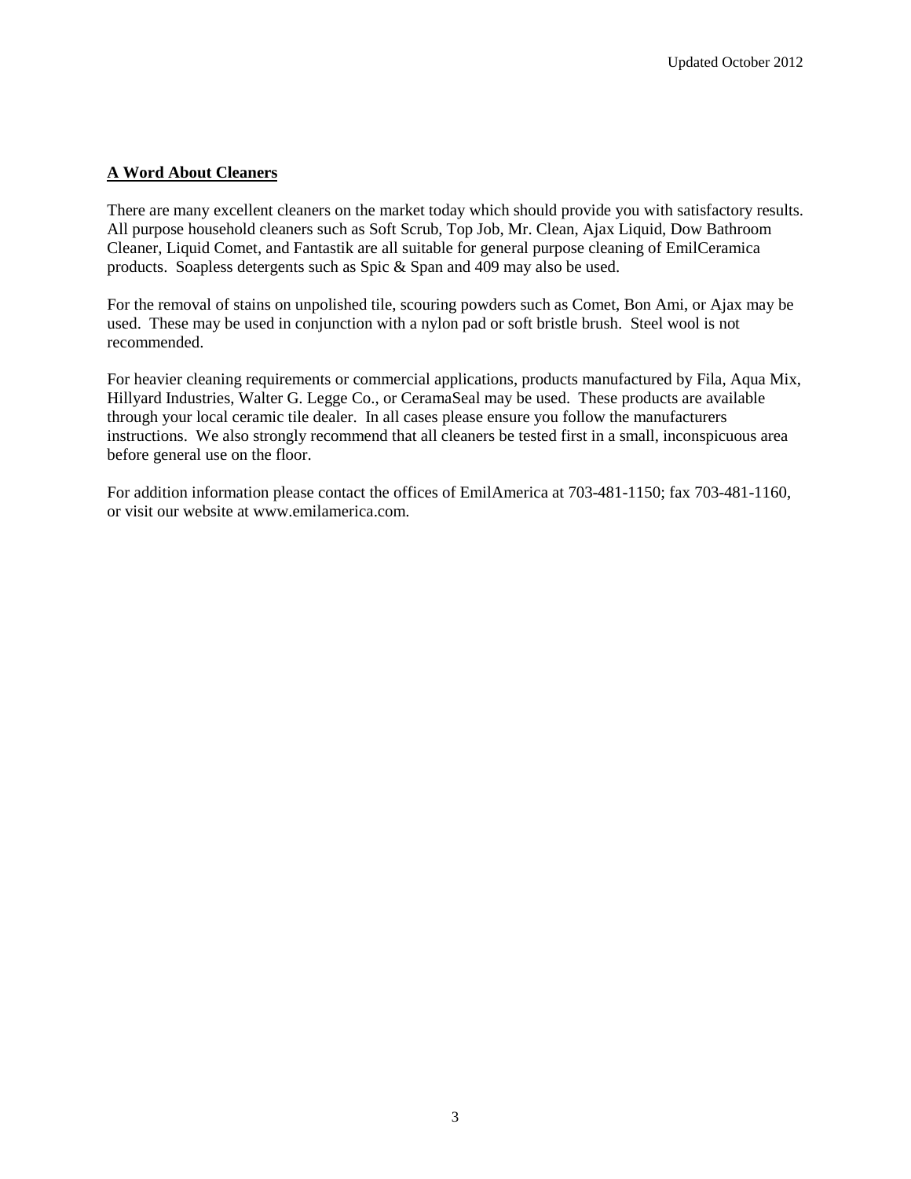**A Word About Cleaners**

There are many excellent cleaners on the market today which should provide you with satisfactory results. All purpose household cleaners such as Soft Scrub, Top Job, Mr. Clean, Ajax Liquid, Dow Bathroom Cleaner, Liquid Comet, and Fantastik are all suitable for general purpose cleaning of EmilCeramica products. Soapless detergents such as Spic & Span and 409 may also be used.

For the removal of stains on unpolished tile, scouring powders such as Comet, Bon Ami, or Ajax may be used. These may be used in conjunction with a nylon pad or soft bristle brush. Steel wool is not recommended.

For heavier cleaning requirements or commercial applications, products manufactured by Fila, Aqua Mix, Hillyard Industries, Walter G. Legge Co., or CeramaSeal may be used. These products are available through your local ceramic tile dealer. In all cases please ensure you follow the manufacturers instructions. We also strongly recommend that all cleaners be tested first in a small, inconspicuous area before general use on the floor.

For addition information please contact the offices of EmilAmerica at 703-481-1150; fax 703-481-1160, or visit our website at www.emilamerica.com.